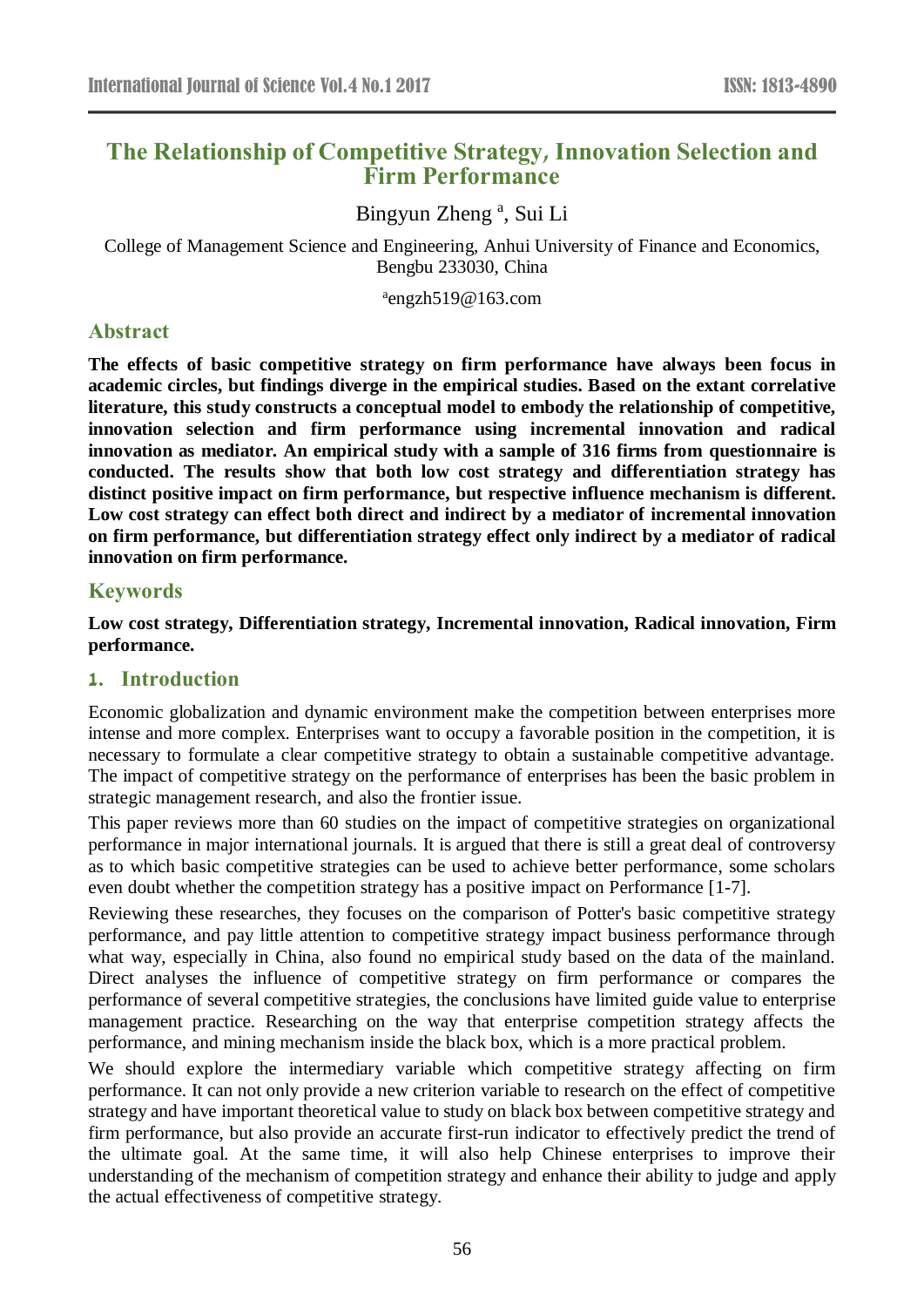# The Relationship of Competitive Strategy, Innovation Selection and Firm Performance

Bingyun Zheng [a], Sui Li

College of Management Science and Engineering, Anhui University of Finance and Economics, Bengbu 233030, China

[a]engzh519@163.com

## Abstract

**The effects of basic competitive strategy on firm performance have always been focus in academic circles, but findings diverge in the empirical studies. Based on the extant correlative literature, this study constructs a conceptual model to embody the relationship of competitive, innovation selection and firm performance using incremental innovation and radical innovation as mediator. An empirical study with a sample of 316 firms from questionnaire is conducted. The results show that both low cost strategy and differentiation strategy has distinct positive impact on firm performance, but respective influence mechanism is different. Low cost strategy can effect both direct and indirect by a mediator of incremental innovation on firm performance, but differentiation strategy effect only indirect by a mediator of radical innovation on firm performance.**

## Keywords

**Low cost strategy, Differentiation strategy, Incremental innovation, Radical innovation, Firm performance.**

## 1. Introduction

Economic globalization and dynamic environment make the competition between enterprises more intense and more complex. Enterprises want to occupy a favorable position in the competition, it is necessary to formulate a clear competitive strategy to obtain a sustainable competitive advantage. The impact of competitive strategy on the performance of enterprises has been the basic problem in strategic management research, and also the frontier issue.

This paper reviews more than 60 studies on the impact of competitive strategies on organizational performance in major international journals. It is argued that there is still a great deal of controversy as to which basic competitive strategies can be used to achieve better performance, some scholars even doubt whether the competition strategy has a positive impact on Performance [1-7].

Reviewing these researches, they focuses on the comparison of Potter's basic competitive strategy performance, and pay little attention to competitive strategy impact business performance through what way, especially in China, also found no empirical study based on the data of the mainland. Direct analyses the influence of competitive strategy on firm performance or compares the performance of several competitive strategies, the conclusions have limited guide value to enterprise management practice. Researching on the way that enterprise competition strategy affects the performance, and mining mechanism inside the black box, which is a more practical problem.

We should explore the intermediary variable which competitive strategy affecting on firm performance. It can not only provide a new criterion variable to research on the effect of competitive strategy and have important theoretical value to study on black box between competitive strategy and firm performance, but also provide an accurate first-run indicator to effectively predict the trend of the ultimate goal. At the same time, it will also help Chinese enterprises to improve their understanding of the mechanism of competition strategy and enhance their ability to judge and apply the actual effectiveness of competitive strategy.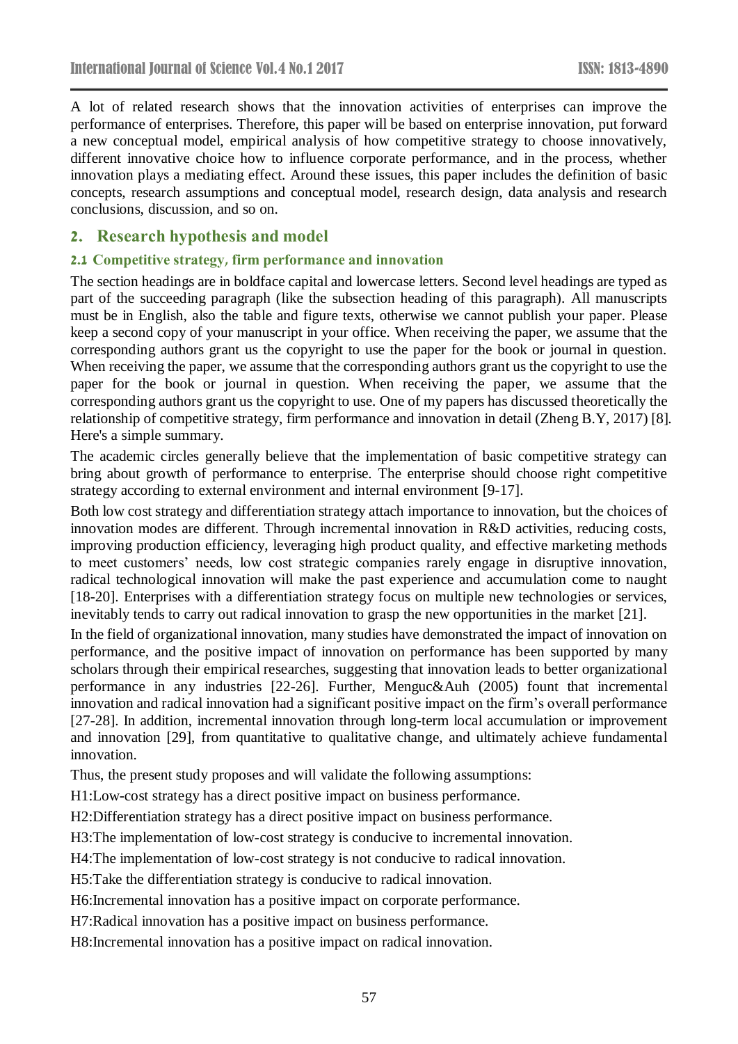A lot of related research shows that the innovation activities of enterprises can improve the performance of enterprises. Therefore, this paper will be based on enterprise innovation, put forward a new conceptual model, empirical analysis of how competitive strategy to choose innovatively, different innovative choice how to influence corporate performance, and in the process, whether innovation plays a mediating effect. Around these issues, this paper includes the definition of basic concepts, research assumptions and conceptual model, research design, data analysis and research conclusions, discussion, and so on.

## 2. Research hypothesis and model

### 2.1 Competitive strategy, firm performance and innovation

The section headings are in boldface capital and lowercase letters. Second level headings are typed as part of the succeeding paragraph (like the subsection heading of this paragraph). All manuscripts must be in English, also the table and figure texts, otherwise we cannot publish your paper. Please keep a second copy of your manuscript in your office. When receiving the paper, we assume that the corresponding authors grant us the copyright to use the paper for the book or journal in question. When receiving the paper, we assume that the corresponding authors grant us the copyright to use the paper for the book or journal in question. When receiving the paper, we assume that the corresponding authors grant us the copyright to use. One of my papers has discussed theoretically the relationship of competitive strategy, firm performance and innovation in detail (Zheng B.Y, 2017) [8]. Here's a simple summary.

The academic circles generally believe that the implementation of basic competitive strategy can bring about growth of performance to enterprise. The enterprise should choose right competitive strategy according to external environment and internal environment [9-17].

Both low cost strategy and differentiation strategy attach importance to innovation, but the choices of innovation modes are different. Through incremental innovation in R&D activities, reducing costs, improving production efficiency, leveraging high product quality, and effective marketing methods to meet customers' needs, low cost strategic companies rarely engage in disruptive innovation, radical technological innovation will make the past experience and accumulation come to naught [18-20]. Enterprises with a differentiation strategy focus on multiple new technologies or services, inevitably tends to carry out radical innovation to grasp the new opportunities in the market [21].

In the field of organizational innovation, many studies have demonstrated the impact of innovation on performance, and the positive impact of innovation on performance has been supported by many scholars through their empirical researches, suggesting that innovation leads to better organizational performance in any industries [22-26]. Further, Menguc&Auh (2005) fount that incremental innovation and radical innovation had a significant positive impact on the firm's overall performance [27-28]. In addition, incremental innovation through long-term local accumulation or improvement and innovation [29], from quantitative to qualitative change, and ultimately achieve fundamental innovation.

Thus, the present study proposes and will validate the following assumptions:

H1:Low-cost strategy has a direct positive impact on business performance.

H2:Differentiation strategy has a direct positive impact on business performance.

H3:The implementation of low-cost strategy is conducive to incremental innovation.

H4:The implementation of low-cost strategy is not conducive to radical innovation.

H5:Take the differentiation strategy is conducive to radical innovation.

H6:Incremental innovation has a positive impact on corporate performance.

H7:Radical innovation has a positive impact on business performance.

H8:Incremental innovation has a positive impact on radical innovation.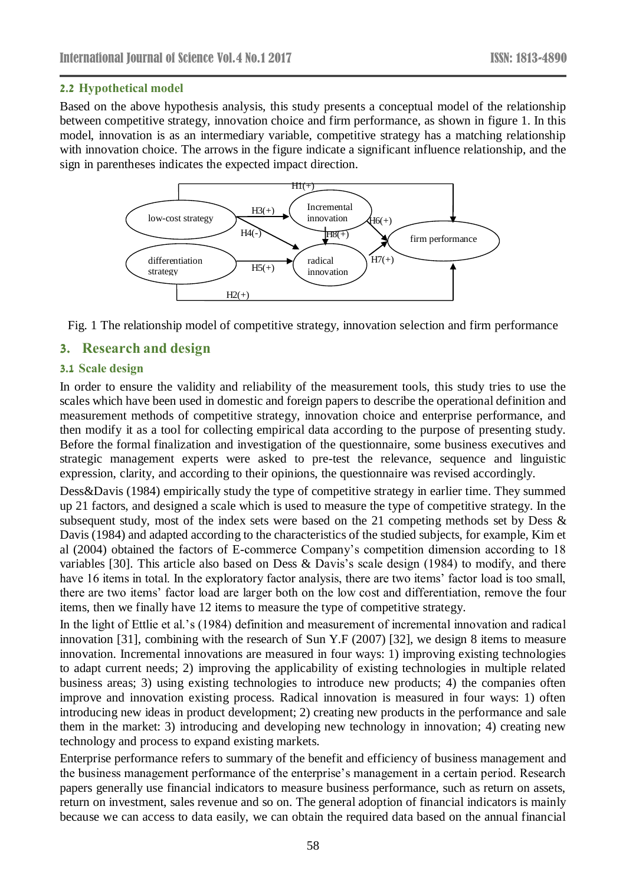### 2.2 Hypothetical model

Based on the above hypothesis analysis, this study presents a conceptual model of the relationship between competitive strategy, innovation choice and firm performance, as shown in figure 1. In this model, innovation is as an intermediary variable, competitive strategy has a matching relationship with innovation choice. The arrows in the figure indicate a significant influence relationship, and the sign in parentheses indicates the expected impact direction.

Fig. 1 The relationship model of competitive strategy, innovation selection and firm performance

## 3. Research and design

### 3.1 Scale design

In order to ensure the validity and reliability of the measurement tools, this study tries to use the scales which have been used in domestic and foreign papers to describe the operational definition and measurement methods of competitive strategy, innovation choice and enterprise performance, and then modify it as a tool for collecting empirical data according to the purpose of presenting study. Before the formal finalization and investigation of the questionnaire, some business executives and strategic management experts were asked to pre-test the relevance, sequence and linguistic expression, clarity, and according to their opinions, the questionnaire was revised accordingly.

Dess&Davis (1984) empirically study the type of competitive strategy in earlier time. They summed up 21 factors, and designed a scale which is used to measure the type of competitive strategy. In the subsequent study, most of the index sets were based on the 21 competing methods set by Dess & Davis (1984) and adapted according to the characteristics of the studied subjects, for example, Kim et al (2004) obtained the factors of E-commerce Company's competition dimension according to 18 variables [30]. This article also based on Dess & Davis's scale design (1984) to modify, and there have 16 items in total. In the exploratory factor analysis, there are two items' factor load is too small, there are two items' factor load are larger both on the low cost and differentiation, remove the four items, then we finally have 12 items to measure the type of competitive strategy.

In the light of Ettlie et al.'s (1984) definition and measurement of incremental innovation and radical innovation [31], combining with the research of Sun Y.F (2007) [32], we design 8 items to measure innovation. Incremental innovations are measured in four ways: 1) improving existing technologies to adapt current needs; 2) improving the applicability of existing technologies in multiple related business areas; 3) using existing technologies to introduce new products; 4) the companies often improve and innovation existing process. Radical innovation is measured in four ways: 1) often introducing new ideas in product development; 2) creating new products in the performance and sale them in the market: 3) introducing and developing new technology in innovation; 4) creating new technology and process to expand existing markets.

Enterprise performance refers to summary of the benefit and efficiency of business management and the business management performance of the enterprise's management in a certain period. Research papers generally use financial indicators to measure business performance, such as return on assets, return on investment, sales revenue and so on. The general adoption of financial indicators is mainly because we can access to data easily, we can obtain the required data based on the annual financial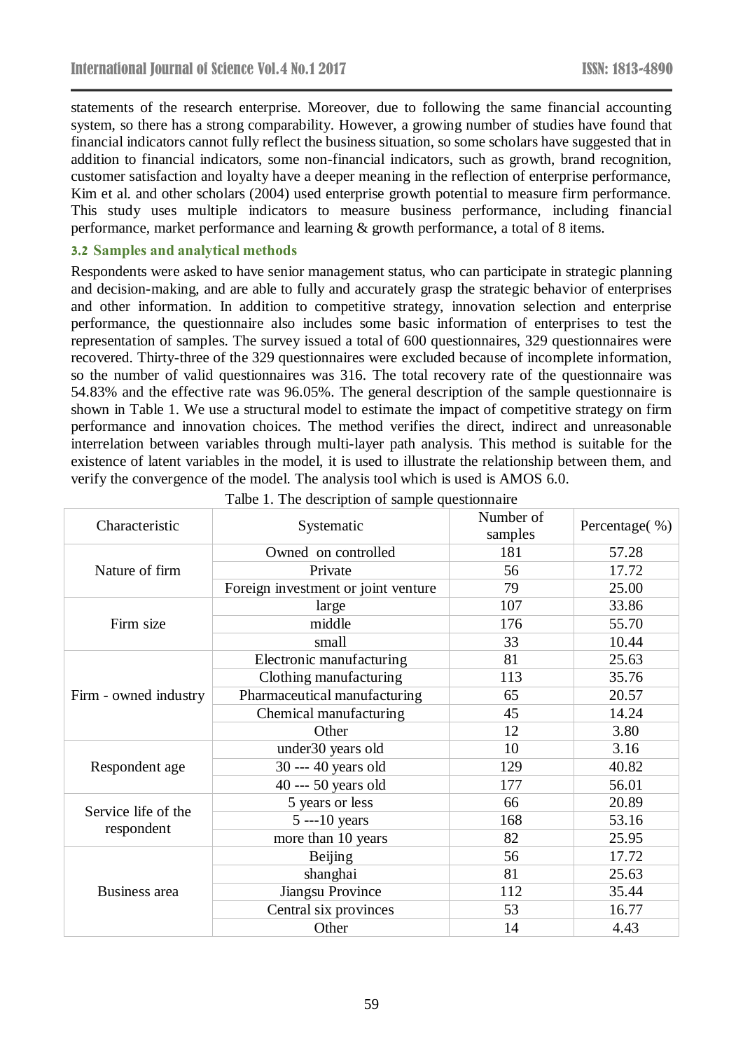statements of the research enterprise. Moreover, due to following the same financial accounting system, so there has a strong comparability. However, a growing number of studies have found that financial indicators cannot fully reflect the business situation, so some scholars have suggested that in addition to financial indicators, some non-financial indicators, such as growth, brand recognition, customer satisfaction and loyalty have a deeper meaning in the reflection of enterprise performance, Kim et al. and other scholars (2004) used enterprise growth potential to measure firm performance. This study uses multiple indicators to measure business performance, including financial performance, market performance and learning & growth performance, a total of 8 items.

### 3.2 Samples and analytical methods

Respondents were asked to have senior management status, who can participate in strategic planning and decision-making, and are able to fully and accurately grasp the strategic behavior of enterprises and other information. In addition to competitive strategy, innovation selection and enterprise performance, the questionnaire also includes some basic information of enterprises to test the representation of samples. The survey issued a total of 600 questionnaires, 329 questionnaires were recovered. Thirty-three of the 329 questionnaires were excluded because of incomplete information, so the number of valid questionnaires was 316. The total recovery rate of the questionnaire was 54.83% and the effective rate was 96.05%. The general description of the sample questionnaire is shown in Table 1. We use a structural model to estimate the impact of competitive strategy on firm performance and innovation choices. The method verifies the direct, indirect and unreasonable interrelation between variables through multi-layer path analysis. This method is suitable for the existence of latent variables in the model, it is used to illustrate the relationship between them, and verify the convergence of the model. The analysis tool which is used is AMOS 6.0.

Talbe 1. The description of sample questionnaire

| Characteristic | Systematic | Number of samples | Percentage( %) |
|---|---|---|---|
| Nature of firm | Owned on controlled | 181 | 57.28 |
| | Private | 56 | 17.72 |
| | Foreign investment or joint venture | 79 | 25.00 |
| Firm size | large | 107 | 33.86 |
| | middle | 176 | 55.70 |
| | small | 33 | 10.44 |
| Firm - owned industry | Electronic manufacturing | 81 | 25.63 |
| | Clothing manufacturing | 113 | 35.76 |
| | Pharmaceutical manufacturing | 65 | 20.57 |
| | Chemical manufacturing | 45 | 14.24 |
| | Other | 12 | 3.80 |
| Respondent age | under30 years old | 10 | 3.16 |
| | 30 --- 40 years old | 129 | 40.82 |
| | 40 --- 50 years old | 177 | 56.01 |
| Service life of the respondent | 5 years or less | 66 | 20.89 |
| | 5 ---10 years | 168 | 53.16 |
| | more than 10 years | 82 | 25.95 |
| Business area | Beijing | 56 | 17.72 |
| | shanghai | 81 | 25.63 |
| | Jiangsu Province | 112 | 35.44 |
| | Central six provinces | 53 | 16.77 |
| | Other | 14 | 4.43 |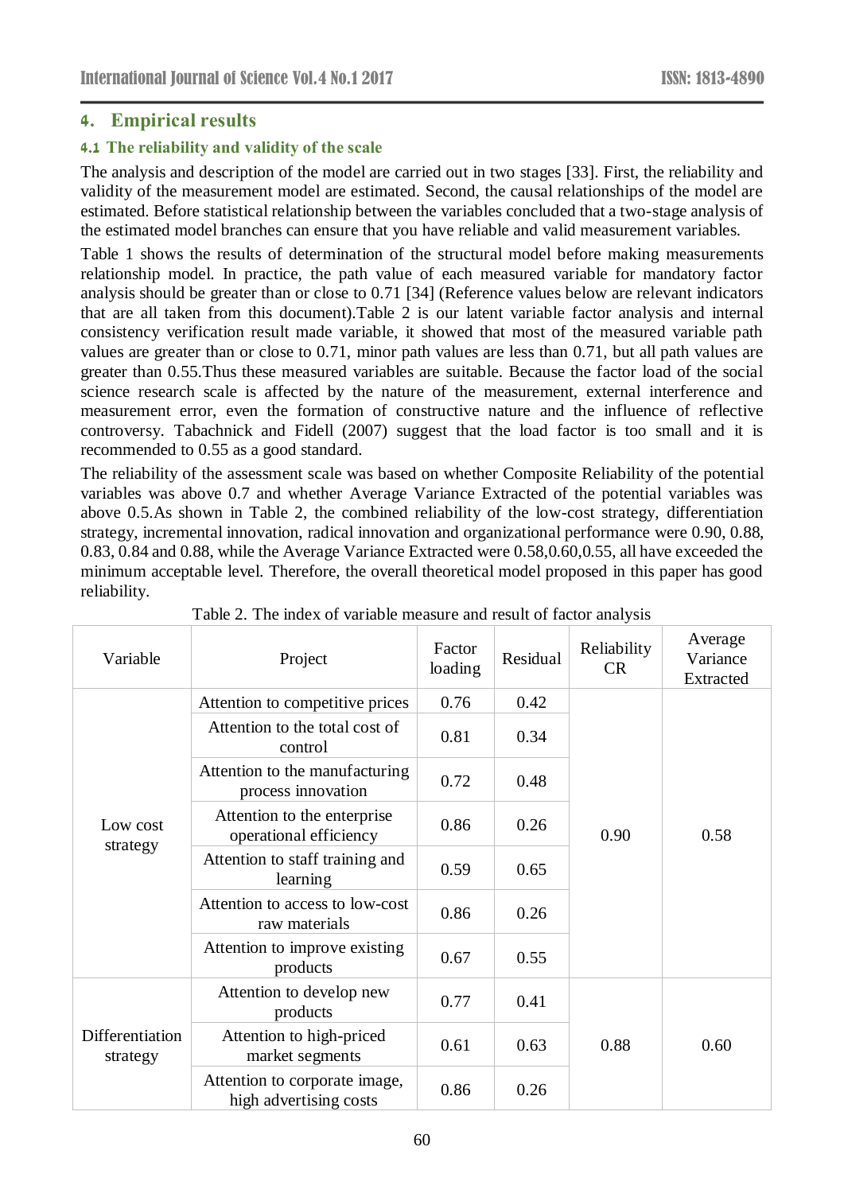## 4. Empirical results

### 4.1 The reliability and validity of the scale

The analysis and description of the model are carried out in two stages [33]. First, the reliability and validity of the measurement model are estimated. Second, the causal relationships of the model are estimated. Before statistical relationship between the variables concluded that a two-stage analysis of the estimated model branches can ensure that you have reliable and valid measurement variables.

Table 1 shows the results of determination of the structural model before making measurements relationship model. In practice, the path value of each measured variable for mandatory factor analysis should be greater than or close to 0.71 [34] (Reference values below are relevant indicators that are all taken from this document).Table 2 is our latent variable factor analysis and internal consistency verification result made variable, it showed that most of the measured variable path values are greater than or close to 0.71, minor path values are less than 0.71, but all path values are greater than 0.55.Thus these measured variables are suitable. Because the factor load of the social science research scale is affected by the nature of the measurement, external interference and measurement error, even the formation of constructive nature and the influence of reflective controversy. Tabachnick and Fidell (2007) suggest that the load factor is too small and it is recommended to 0.55 as a good standard.

The reliability of the assessment scale was based on whether Composite Reliability of the potential variables was above 0.7 and whether Average Variance Extracted of the potential variables was above 0.5.As shown in Table 2, the combined reliability of the low-cost strategy, differentiation strategy, incremental innovation, radical innovation and organizational performance were 0.90, 0.88, 0.83, 0.84 and 0.88, while the Average Variance Extracted were 0.58,0.60,0.55, all have exceeded the minimum acceptable level. Therefore, the overall theoretical model proposed in this paper has good reliability.

Table 2. The index of variable measure and result of factor analysis

| Variable | Project | Factor loading | Residual | Reliability CR | Average Variance Extracted |
|---|---|---|---|---|---|
| Low cost strategy | Attention to competitive prices | 0.76 | 0.42 | 0.90 | 0.58 |
| | Attention to the total cost of control | 0.81 | 0.34 | | |
| | Attention to the manufacturing process innovation | 0.72 | 0.48 | | |
| | Attention to the enterprise operational efficiency | 0.86 | 0.26 | | |
| | Attention to staff training and learning | 0.59 | 0.65 | | |
| | Attention to access to low-cost raw materials | 0.86 | 0.26 | | |
| | Attention to improve existing products | 0.67 | 0.55 | | |
| Differentiation strategy | Attention to develop new products | 0.77 | 0.41 | 0.88 | 0.60 |
| | Attention to high-priced market segments | 0.61 | 0.63 | | |
| | Attention to corporate image, high advertising costs | 0.86 | 0.26 | | |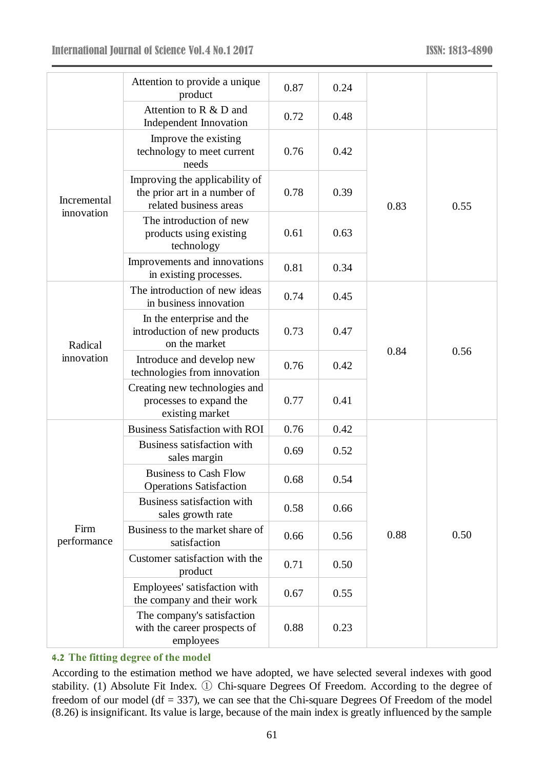| | | | | | |
|---|---|---|---|---|---|
| | Attention to provide a unique product | 0.87 | 0.24 | | |
| | Attention to R & D and Independent Innovation | 0.72 | 0.48 | | |
| Incremental innovation | Improve the existing technology to meet current needs | 0.76 | 0.42 | 0.83 | 0.55 |
| | Improving the applicability of the prior art in a number of related business areas | 0.78 | 0.39 | | |
| | The introduction of new products using existing technology | 0.61 | 0.63 | | |
| | Improvements and innovations in existing processes. | 0.81 | 0.34 | | |
| Radical innovation | The introduction of new ideas in business innovation | 0.74 | 0.45 | 0.84 | 0.56 |
| | In the enterprise and the introduction of new products on the market | 0.73 | 0.47 | | |
| | Introduce and develop new technologies from innovation | 0.76 | 0.42 | | |
| | Creating new technologies and processes to expand the existing market | 0.77 | 0.41 | | |
| Firm performance | Business Satisfaction with ROI | 0.76 | 0.42 | 0.88 | 0.50 |
| | Business satisfaction with sales margin | 0.69 | 0.52 | | |
| | Business to Cash Flow Operations Satisfaction | 0.68 | 0.54 | | |
| | Business satisfaction with sales growth rate | 0.58 | 0.66 | | |
| | Business to the market share of satisfaction | 0.66 | 0.56 | | |
| | Customer satisfaction with the product | 0.71 | 0.50 | | |
| | Employees' satisfaction with the company and their work | 0.67 | 0.55 | | |
| | The company's satisfaction with the career prospects of employees | 0.88 | 0.23 | | |

### 4.2 The fitting degree of the model

According to the estimation method we have adopted, we have selected several indexes with good stability. (1) Absolute Fit Index. ① Chi-square Degrees Of Freedom. According to the degree of freedom of our model (df = 337), we can see that the Chi-square Degrees Of Freedom of the model (8.26) is insignificant. Its value is large, because of the main index is greatly influenced by the sample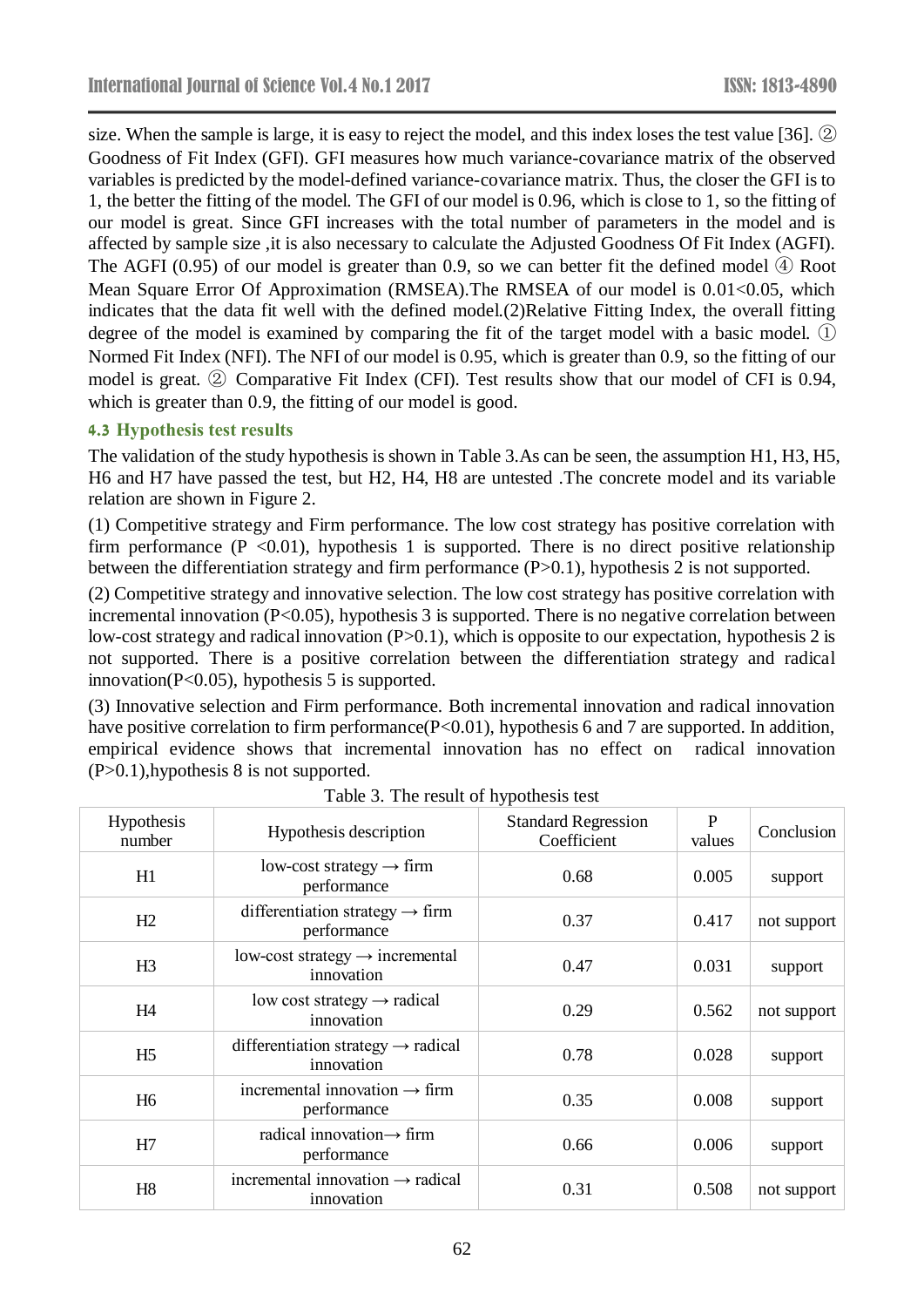size. When the sample is large, it is easy to reject the model, and this index loses the test value [36]. ② Goodness of Fit Index (GFI). GFI measures how much variance-covariance matrix of the observed variables is predicted by the model-defined variance-covariance matrix. Thus, the closer the GFI is to 1, the better the fitting of the model. The GFI of our model is 0.96, which is close to 1, so the fitting of our model is great. Since GFI increases with the total number of parameters in the model and is affected by sample size ,it is also necessary to calculate the Adjusted Goodness Of Fit Index (AGFI). The AGFI (0.95) of our model is greater than 0.9, so we can better fit the defined model ④ Root Mean Square Error Of Approximation (RMSEA).The RMSEA of our model is 0.01<0.05, which indicates that the data fit well with the defined model.(2)Relative Fitting Index, the overall fitting degree of the model is examined by comparing the fit of the target model with a basic model. ① Normed Fit Index (NFI). The NFI of our model is 0.95, which is greater than 0.9, so the fitting of our model is great. ② Comparative Fit Index (CFI). Test results show that our model of CFI is 0.94, which is greater than 0.9, the fitting of our model is good.

### 4.3 Hypothesis test results

The validation of the study hypothesis is shown in Table 3.As can be seen, the assumption H1, H3, H5, H6 and H7 have passed the test, but H2, H4, H8 are untested .The concrete model and its variable relation are shown in Figure 2.

(1) Competitive strategy and Firm performance. The low cost strategy has positive correlation with firm performance (P <0.01), hypothesis 1 is supported. There is no direct positive relationship between the differentiation strategy and firm performance (P>0.1), hypothesis 2 is not supported.

(2) Competitive strategy and innovative selection. The low cost strategy has positive correlation with incremental innovation (P<0.05), hypothesis 3 is supported. There is no negative correlation between low-cost strategy and radical innovation (P>0.1), which is opposite to our expectation, hypothesis 2 is not supported. There is a positive correlation between the differentiation strategy and radical innovation(P<0.05), hypothesis 5 is supported.

(3) Innovative selection and Firm performance. Both incremental innovation and radical innovation have positive correlation to firm performance(P<0.01), hypothesis 6 and 7 are supported. In addition, empirical evidence shows that incremental innovation has no effect on radical innovation (P>0.1),hypothesis 8 is not supported.

Table 3. The result of hypothesis test

| Hypothesis number | Hypothesis description | Standard Regression Coefficient | P values | Conclusion |
|---|---|---|---|---|
| H1 | low-cost strategy → firm performance | 0.68 | 0.005 | support |
| H2 | differentiation strategy → firm performance | 0.37 | 0.417 | not support |
| H3 | low-cost strategy → incremental innovation | 0.47 | 0.031 | support |
| H4 | low cost strategy → radical innovation | 0.29 | 0.562 | not support |
| H5 | differentiation strategy → radical innovation | 0.78 | 0.028 | support |
| H6 | incremental innovation → firm performance | 0.35 | 0.008 | support |
| H7 | radical innovation→ firm performance | 0.66 | 0.006 | support |
| H8 | incremental innovation → radical innovation | 0.31 | 0.508 | not support |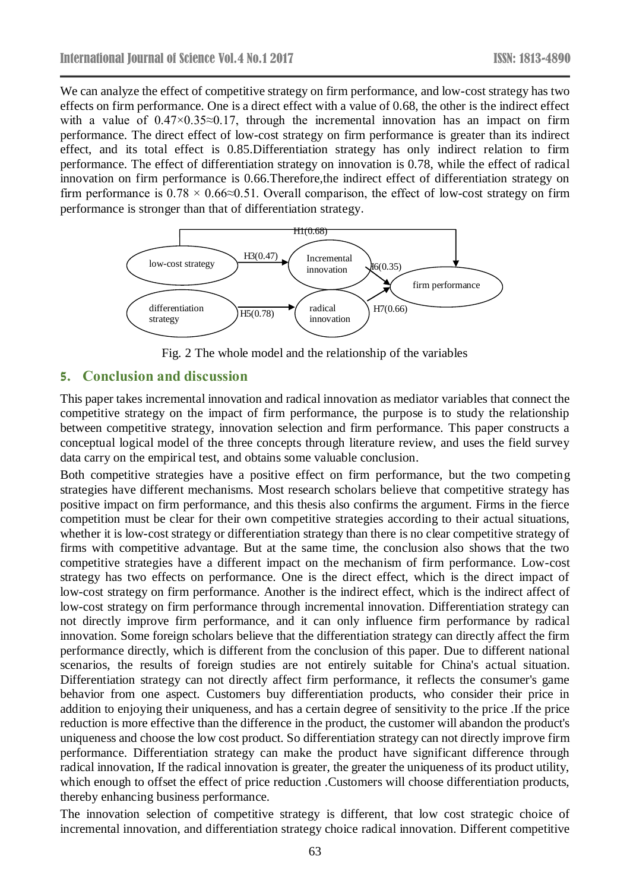We can analyze the effect of competitive strategy on firm performance, and low-cost strategy has two effects on firm performance. One is a direct effect with a value of 0.68, the other is the indirect effect with a value of $0.47\times0.35\approx0.17$, through the incremental innovation has an impact on firm performance. The direct effect of low-cost strategy on firm performance is greater than its indirect effect, and its total effect is 0.85.Differentiation strategy has only indirect relation to firm performance. The effect of differentiation strategy on innovation is 0.78, while the effect of radical innovation on firm performance is 0.66.Therefore,the indirect effect of differentiation strategy on firm performance is $0.78 \times 0.66\approx0.51$. Overall comparison, the effect of low-cost strategy on firm performance is stronger than that of differentiation strategy.

Fig. 2 The whole model and the relationship of the variables

## 5. Conclusion and discussion

This paper takes incremental innovation and radical innovation as mediator variables that connect the competitive strategy on the impact of firm performance, the purpose is to study the relationship between competitive strategy, innovation selection and firm performance. This paper constructs a conceptual logical model of the three concepts through literature review, and uses the field survey data carry on the empirical test, and obtains some valuable conclusion.

Both competitive strategies have a positive effect on firm performance, but the two competing strategies have different mechanisms. Most research scholars believe that competitive strategy has positive impact on firm performance, and this thesis also confirms the argument. Firms in the fierce competition must be clear for their own competitive strategies according to their actual situations, whether it is low-cost strategy or differentiation strategy than there is no clear competitive strategy of firms with competitive advantage. But at the same time, the conclusion also shows that the two competitive strategies have a different impact on the mechanism of firm performance. Low-cost strategy has two effects on performance. One is the direct effect, which is the direct impact of low-cost strategy on firm performance. Another is the indirect effect, which is the indirect affect of low-cost strategy on firm performance through incremental innovation. Differentiation strategy can not directly improve firm performance, and it can only influence firm performance by radical innovation. Some foreign scholars believe that the differentiation strategy can directly affect the firm performance directly, which is different from the conclusion of this paper. Due to different national scenarios, the results of foreign studies are not entirely suitable for China's actual situation. Differentiation strategy can not directly affect firm performance, it reflects the consumer's game behavior from one aspect. Customers buy differentiation products, who consider their price in addition to enjoying their uniqueness, and has a certain degree of sensitivity to the price .If the price reduction is more effective than the difference in the product, the customer will abandon the product's uniqueness and choose the low cost product. So differentiation strategy can not directly improve firm performance. Differentiation strategy can make the product have significant difference through radical innovation, If the radical innovation is greater, the greater the uniqueness of its product utility, which enough to offset the effect of price reduction .Customers will choose differentiation products, thereby enhancing business performance.

The innovation selection of competitive strategy is different, that low cost strategic choice of incremental innovation, and differentiation strategy choice radical innovation. Different competitive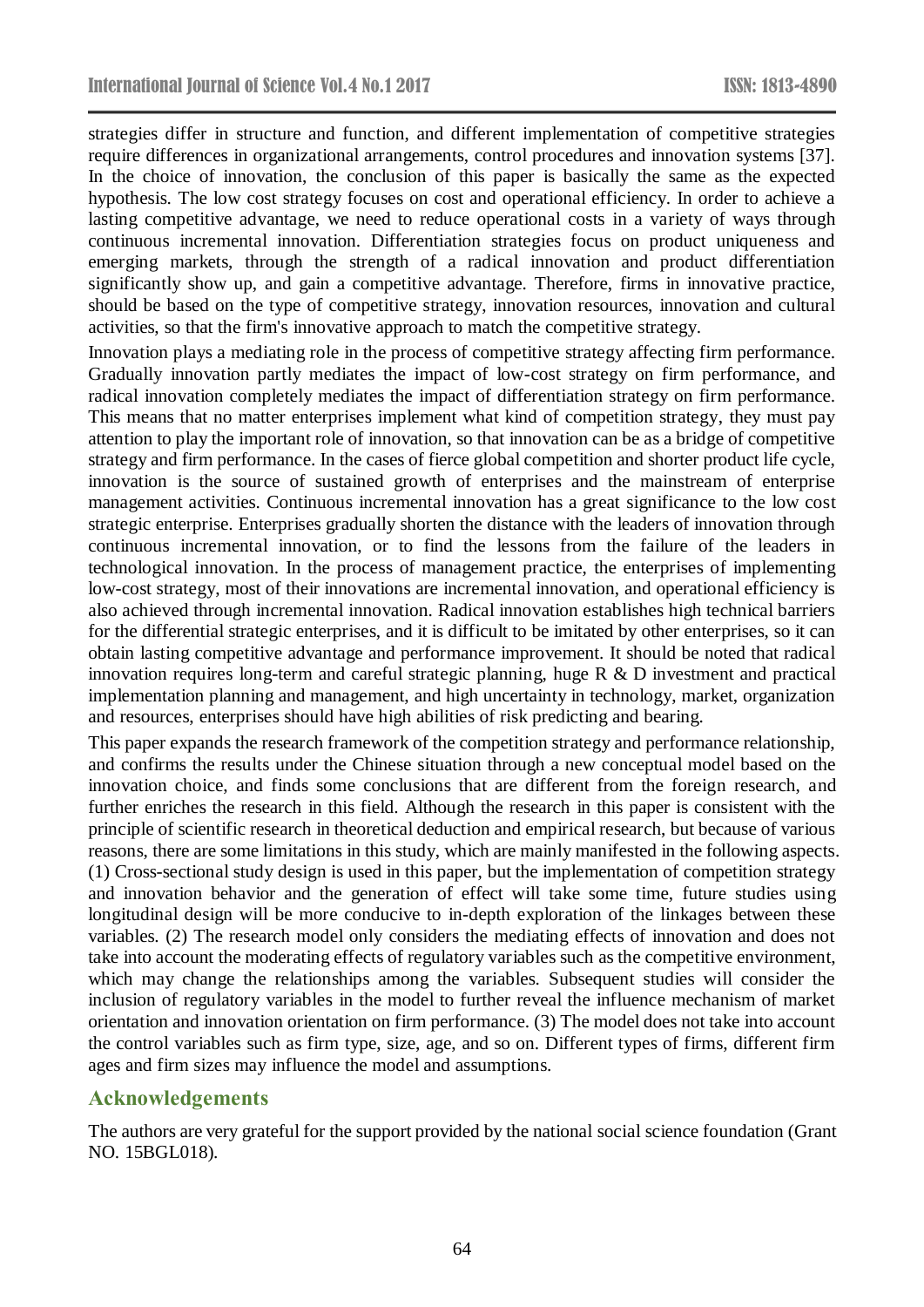strategies differ in structure and function, and different implementation of competitive strategies require differences in organizational arrangements, control procedures and innovation systems [37]. In the choice of innovation, the conclusion of this paper is basically the same as the expected hypothesis. The low cost strategy focuses on cost and operational efficiency. In order to achieve a lasting competitive advantage, we need to reduce operational costs in a variety of ways through continuous incremental innovation. Differentiation strategies focus on product uniqueness and emerging markets, through the strength of a radical innovation and product differentiation significantly show up, and gain a competitive advantage. Therefore, firms in innovative practice, should be based on the type of competitive strategy, innovation resources, innovation and cultural activities, so that the firm's innovative approach to match the competitive strategy.

Innovation plays a mediating role in the process of competitive strategy affecting firm performance. Gradually innovation partly mediates the impact of low-cost strategy on firm performance, and radical innovation completely mediates the impact of differentiation strategy on firm performance. This means that no matter enterprises implement what kind of competition strategy, they must pay attention to play the important role of innovation, so that innovation can be as a bridge of competitive strategy and firm performance. In the cases of fierce global competition and shorter product life cycle, innovation is the source of sustained growth of enterprises and the mainstream of enterprise management activities. Continuous incremental innovation has a great significance to the low cost strategic enterprise. Enterprises gradually shorten the distance with the leaders of innovation through continuous incremental innovation, or to find the lessons from the failure of the leaders in technological innovation. In the process of management practice, the enterprises of implementing low-cost strategy, most of their innovations are incremental innovation, and operational efficiency is also achieved through incremental innovation. Radical innovation establishes high technical barriers for the differential strategic enterprises, and it is difficult to be imitated by other enterprises, so it can obtain lasting competitive advantage and performance improvement. It should be noted that radical innovation requires long-term and careful strategic planning, huge R & D investment and practical implementation planning and management, and high uncertainty in technology, market, organization and resources, enterprises should have high abilities of risk predicting and bearing.

This paper expands the research framework of the competition strategy and performance relationship, and confirms the results under the Chinese situation through a new conceptual model based on the innovation choice, and finds some conclusions that are different from the foreign research, and further enriches the research in this field. Although the research in this paper is consistent with the principle of scientific research in theoretical deduction and empirical research, but because of various reasons, there are some limitations in this study, which are mainly manifested in the following aspects. (1) Cross-sectional study design is used in this paper, but the implementation of competition strategy and innovation behavior and the generation of effect will take some time, future studies using longitudinal design will be more conducive to in-depth exploration of the linkages between these variables. (2) The research model only considers the mediating effects of innovation and does not take into account the moderating effects of regulatory variables such as the competitive environment, which may change the relationships among the variables. Subsequent studies will consider the inclusion of regulatory variables in the model to further reveal the influence mechanism of market orientation and innovation orientation on firm performance. (3) The model does not take into account the control variables such as firm type, size, age, and so on. Different types of firms, different firm ages and firm sizes may influence the model and assumptions.

## Acknowledgements

The authors are very grateful for the support provided by the national social science foundation (Grant NO. 15BGL018).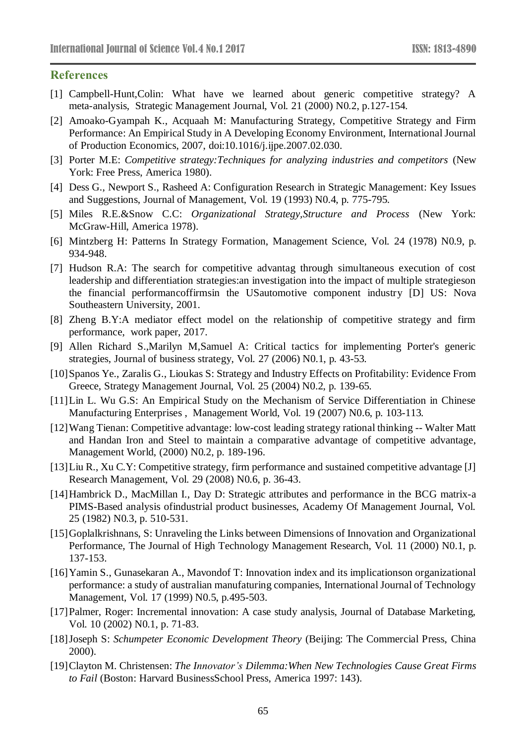## References

[1] Campbell-Hunt,Colin: What have we learned about generic competitive strategy? A meta-analysis, Strategic Management Journal, Vol. 21 (2000) N0.2, p.127-154.

[2] Amoako-Gyampah K., Acquaah M: Manufacturing Strategy, Competitive Strategy and Firm Performance: An Empirical Study in A Developing Economy Environment, International Journal of Production Economics, 2007, doi:10.1016/j.ijpe.2007.02.030.

[3] Porter M.E: *Competitive strategy:Techniques for analyzing industries and competitors* (New York: Free Press, America 1980).

[4] Dess G., Newport S., Rasheed A: Configuration Research in Strategic Management: Key Issues and Suggestions, Journal of Management, Vol. 19 (1993) N0.4, p. 775-795.

[5] Miles R.E.&Snow C.C: *Organizational Strategy,Structure and Process* (New York: McGraw-Hill, America 1978).

[6] Mintzberg H: Patterns In Strategy Formation, Management Science, Vol. 24 (1978) N0.9, p. 934-948.

[7] Hudson R.A: The search for competitive advantag through simultaneous execution of cost leadership and differentiation strategies:an investigation into the impact of multiple strategieson the financial performancoffirmsin the USautomotive component industry [D] US: Nova Southeastern University, 2001.

[8] Zheng B.Y:A mediator effect model on the relationship of competitive strategy and firm performance, work paper, 2017.

[9] Allen Richard S.,Marilyn M,Samuel A: Critical tactics for implementing Porter's generic strategies, Journal of business strategy, Vol. 27 (2006) N0.1, p. 43-53.

[10] Spanos Ye., Zaralis G., Lioukas S: Strategy and Industry Effects on Profitability: Evidence From Greece, Strategy Management Journal, Vol. 25 (2004) N0.2, p. 139-65.

[11] Lin L. Wu G.S: An Empirical Study on the Mechanism of Service Differentiation in Chinese Manufacturing Enterprises , Management World, Vol. 19 (2007) N0.6, p. 103-113.

[12] Wang Tienan: Competitive advantage: low-cost leading strategy rational thinking -- Walter Matt and Handan Iron and Steel to maintain a comparative advantage of competitive advantage, Management World, (2000) N0.2, p. 189-196.

[13] Liu R., Xu C.Y: Competitive strategy, firm performance and sustained competitive advantage [J] Research Management, Vol. 29 (2008) N0.6, p. 36-43.

[14] Hambrick D., MacMillan I., Day D: Strategic attributes and performance in the BCG matrix-a PIMS-Based analysis ofindustrial product businesses, Academy Of Management Journal, Vol. 25 (1982) N0.3, p. 510-531.

[15] Goplalkrishnans, S: Unraveling the Links between Dimensions of Innovation and Organizational Performance, The Journal of High Technology Management Research, Vol. 11 (2000) N0.1, p. 137-153.

[16] Yamin S., Gunasekaran A., Mavondof T: Innovation index and its implicationson organizational performance: a study of australian manufaturing companies, International Journal of Technology Management, Vol. 17 (1999) N0.5, p.495-503.

[17] Palmer, Roger: Incremental innovation: A case study analysis, Journal of Database Marketing, Vol. 10 (2002) N0.1, p. 71-83.

[18] Joseph S: *Schumpeter Economic Development Theory* (Beijing: The Commercial Press, China 2000).

[19] Clayton M. Christensen: *The Innovator's Dilemma:When New Technologies Cause Great Firms to Fail* (Boston: Harvard BusinessSchool Press, America 1997: 143).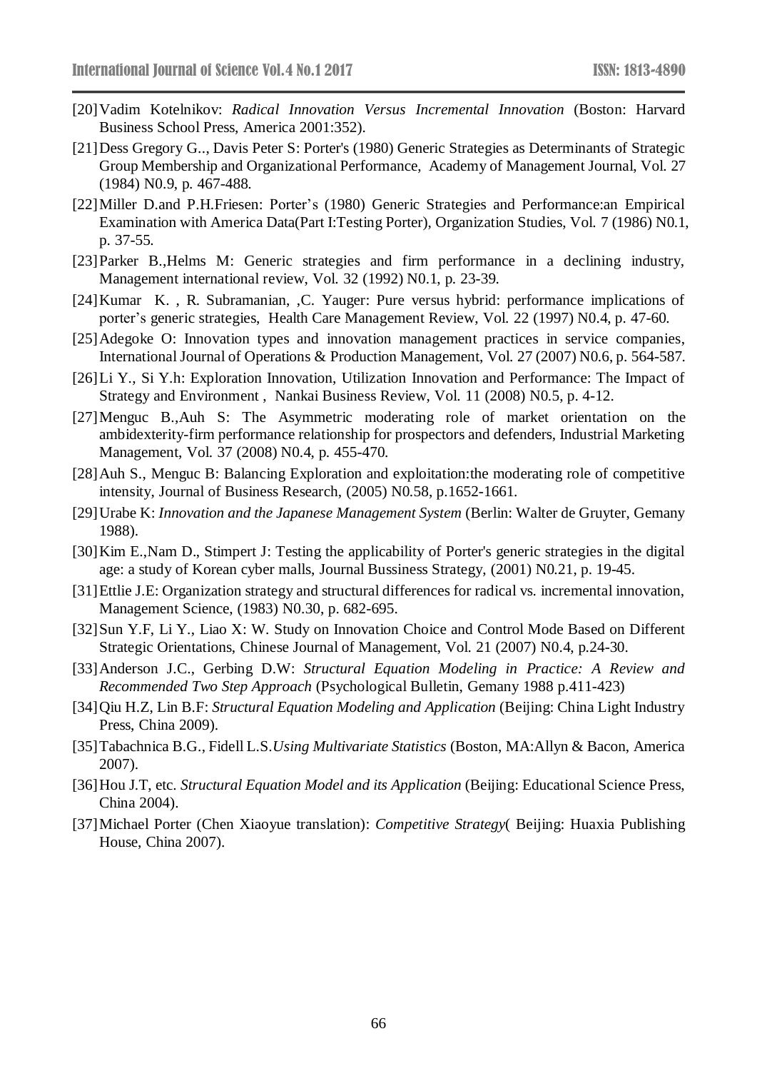[20] Vadim Kotelnikov: *Radical Innovation Versus Incremental Innovation* (Boston: Harvard Business School Press, America 2001:352).

[21] Dess Gregory G.., Davis Peter S: Porter's (1980) Generic Strategies as Determinants of Strategic Group Membership and Organizational Performance, Academy of Management Journal, Vol. 27 (1984) N0.9, p. 467-488.

[22] Miller D.and P.H.Friesen: Porter’s (1980) Generic Strategies and Performance:an Empirical Examination with America Data(Part I:Testing Porter), Organization Studies, Vol. 7 (1986) N0.1, p. 37-55.

[23] Parker B.,Helms M: Generic strategies and firm performance in a declining industry, Management international review, Vol. 32 (1992) N0.1, p. 23-39.

[24] Kumar K. , R. Subramanian, ,C. Yauger: Pure versus hybrid: performance implications of porter’s generic strategies, Health Care Management Review, Vol. 22 (1997) N0.4, p. 47-60.

[25] Adegoke O: Innovation types and innovation management practices in service companies, International Journal of Operations & Production Management, Vol. 27 (2007) N0.6, p. 564-587.

[26] Li Y., Si Y.h: Exploration Innovation, Utilization Innovation and Performance: The Impact of Strategy and Environment , Nankai Business Review, Vol. 11 (2008) N0.5, p. 4-12.

[27] Menguc B.,Auh S: The Asymmetric moderating role of market orientation on the ambidexterity-firm performance relationship for prospectors and defenders, Industrial Marketing Management, Vol. 37 (2008) N0.4, p. 455-470.

[28] Auh S., Menguc B: Balancing Exploration and exploitation:the moderating role of competitive intensity, Journal of Business Research, (2005) N0.58, p.1652-1661.

[29] Urabe K: *Innovation and the Japanese Management System* (Berlin: Walter de Gruyter, Gemany 1988).

[30] Kim E.,Nam D., Stimpert J: Testing the applicability of Porter's generic strategies in the digital age: a study of Korean cyber malls, Journal Bussiness Strategy, (2001) N0.21, p. 19-45.

[31] Ettlie J.E: Organization strategy and structural differences for radical vs. incremental innovation, Management Science, (1983) N0.30, p. 682-695.

[32] Sun Y.F, Li Y., Liao X: W. Study on Innovation Choice and Control Mode Based on Different Strategic Orientations, Chinese Journal of Management, Vol. 21 (2007) N0.4, p.24-30.

[33] Anderson J.C., Gerbing D.W: *Structural Equation Modeling in Practice: A Review and Recommended Two Step Approach* (Psychological Bulletin, Gemany 1988 p.411-423)

[34] Qiu H.Z, Lin B.F: *Structural Equation Modeling and Application* (Beijing: China Light Industry Press, China 2009).

[35] Tabachnica B.G., Fidell L.S.*Using Multivariate Statistics* (Boston, MA:Allyn & Bacon, America 2007).

[36] Hou J.T, etc. *Structural Equation Model and its Application* (Beijing: Educational Science Press, China 2004).

[37] Michael Porter (Chen Xiaoyue translation): *Competitive Strategy*( Beijing: Huaxia Publishing House, China 2007).